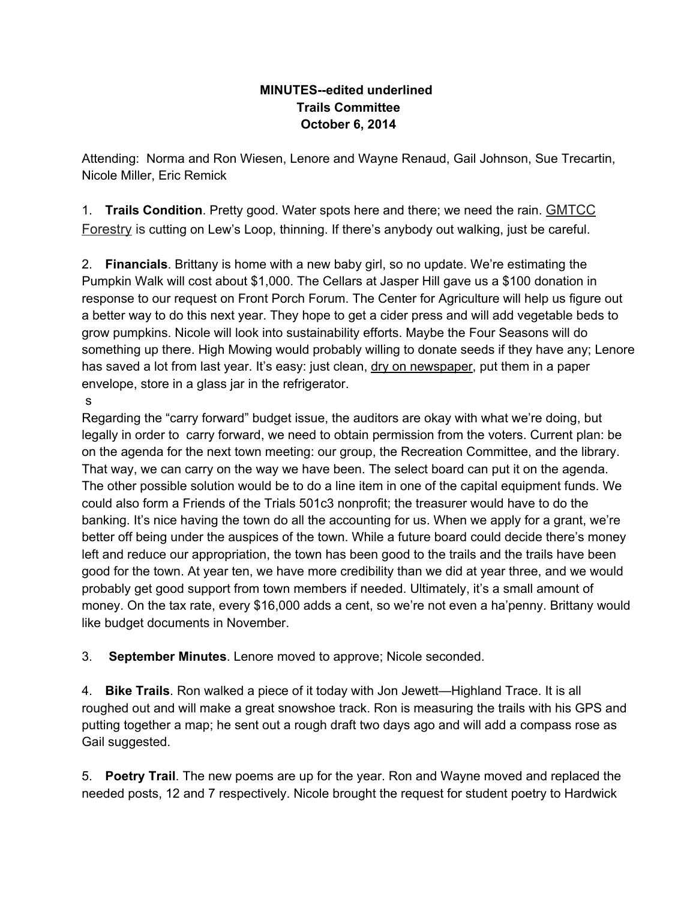**MINUTES--edited underlined**
**Trails Committee**
**October 6, 2014**

Attending: Norma and Ron Wiesen, Lenore and Wayne Renaud, Gail Johnson, Sue Trecartin, Nicole Miller, Eric Remick

1. **Trails Condition**. Pretty good. Water spots here and there; we need the rain. <u>GMTCC Forestry</u> is cutting on Lew's Loop, thinning. If there's anybody out walking, just be careful.

2. **Financials**. Brittany is home with a new baby girl, so no update. We're estimating the Pumpkin Walk will cost about $1,000. The Cellars at Jasper Hill gave us a $100 donation in response to our request on Front Porch Forum. The Center for Agriculture will help us figure out a better way to do this next year. They hope to get a cider press and will add vegetable beds to grow pumpkins. Nicole will look into sustainability efforts. Maybe the Four Seasons will do something up there. High Mowing would probably willing to donate seeds if they have any; Lenore has saved a lot from last year. It's easy: just clean, <u>dry on newspaper</u>, put them in a paper envelope, store in a glass jar in the refrigerator.
s
Regarding the "carry forward" budget issue, the auditors are okay with what we're doing, but legally in order to carry forward, we need to obtain permission from the voters. Current plan: be on the agenda for the next town meeting: our group, the Recreation Committee, and the library. That way, we can carry on the way we have been. The select board can put it on the agenda. The other possible solution would be to do a line item in one of the capital equipment funds. We could also form a Friends of the Trials 501c3 nonprofit; the treasurer would have to do the banking. It's nice having the town do all the accounting for us. When we apply for a grant, we're better off being under the auspices of the town. While a future board could decide there's money left and reduce our appropriation, the town has been good to the trails and the trails have been good for the town. At year ten, we have more credibility than we did at year three, and we would probably get good support from town members if needed. Ultimately, it's a small amount of money. On the tax rate, every $16,000 adds a cent, so we're not even a ha'penny. Brittany would like budget documents in November.

3. **September Minutes**. Lenore moved to approve; Nicole seconded.

4. **Bike Trails**. Ron walked a piece of it today with Jon Jewett—Highland Trace. It is all roughed out and will make a great snowshoe track. Ron is measuring the trails with his GPS and putting together a map; he sent out a rough draft two days ago and will add a compass rose as Gail suggested.

5. **Poetry Trail**. The new poems are up for the year. Ron and Wayne moved and replaced the needed posts, 12 and 7 respectively. Nicole brought the request for student poetry to Hardwick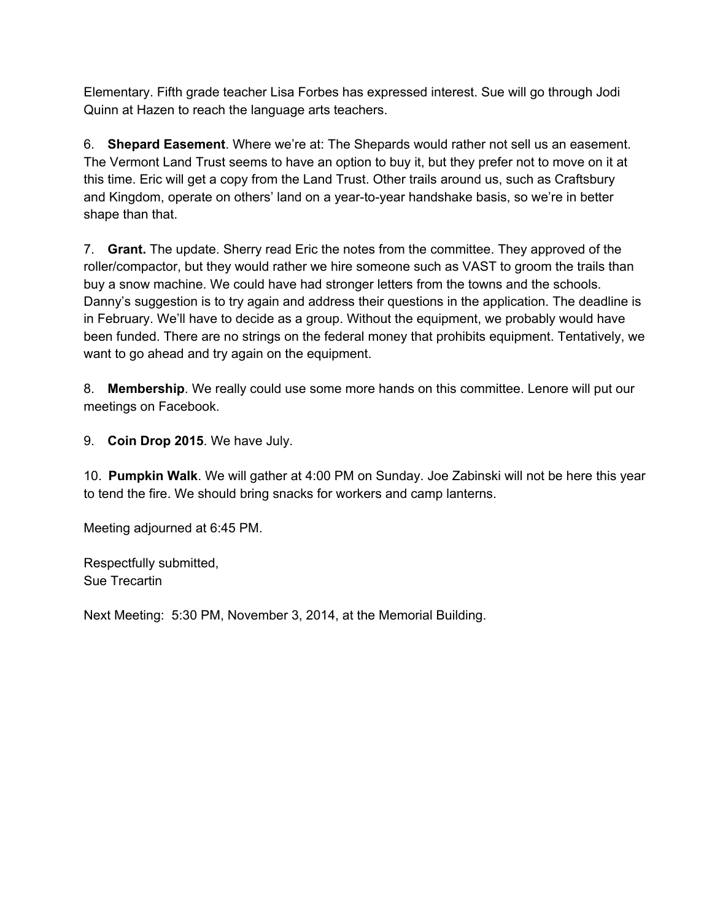Elementary. Fifth grade teacher Lisa Forbes has expressed interest. Sue will go through Jodi Quinn at Hazen to reach the language arts teachers.

6. **Shepard Easement**. Where we're at: The Shepards would rather not sell us an easement. The Vermont Land Trust seems to have an option to buy it, but they prefer not to move on it at this time. Eric will get a copy from the Land Trust. Other trails around us, such as Craftsbury and Kingdom, operate on others' land on a year-to-year handshake basis, so we're in better shape than that.

7. **Grant.** The update. Sherry read Eric the notes from the committee. They approved of the roller/compactor, but they would rather we hire someone such as VAST to groom the trails than buy a snow machine. We could have had stronger letters from the towns and the schools. Danny's suggestion is to try again and address their questions in the application. The deadline is in February. We'll have to decide as a group. Without the equipment, we probably would have been funded. There are no strings on the federal money that prohibits equipment. Tentatively, we want to go ahead and try again on the equipment.

8. **Membership**. We really could use some more hands on this committee. Lenore will put our meetings on Facebook.

9. **Coin Drop 2015**. We have July.

10. **Pumpkin Walk**. We will gather at 4:00 PM on Sunday. Joe Zabinski will not be here this year to tend the fire. We should bring snacks for workers and camp lanterns.

Meeting adjourned at 6:45 PM.

Respectfully submitted,
Sue Trecartin

Next Meeting: 5:30 PM, November 3, 2014, at the Memorial Building.